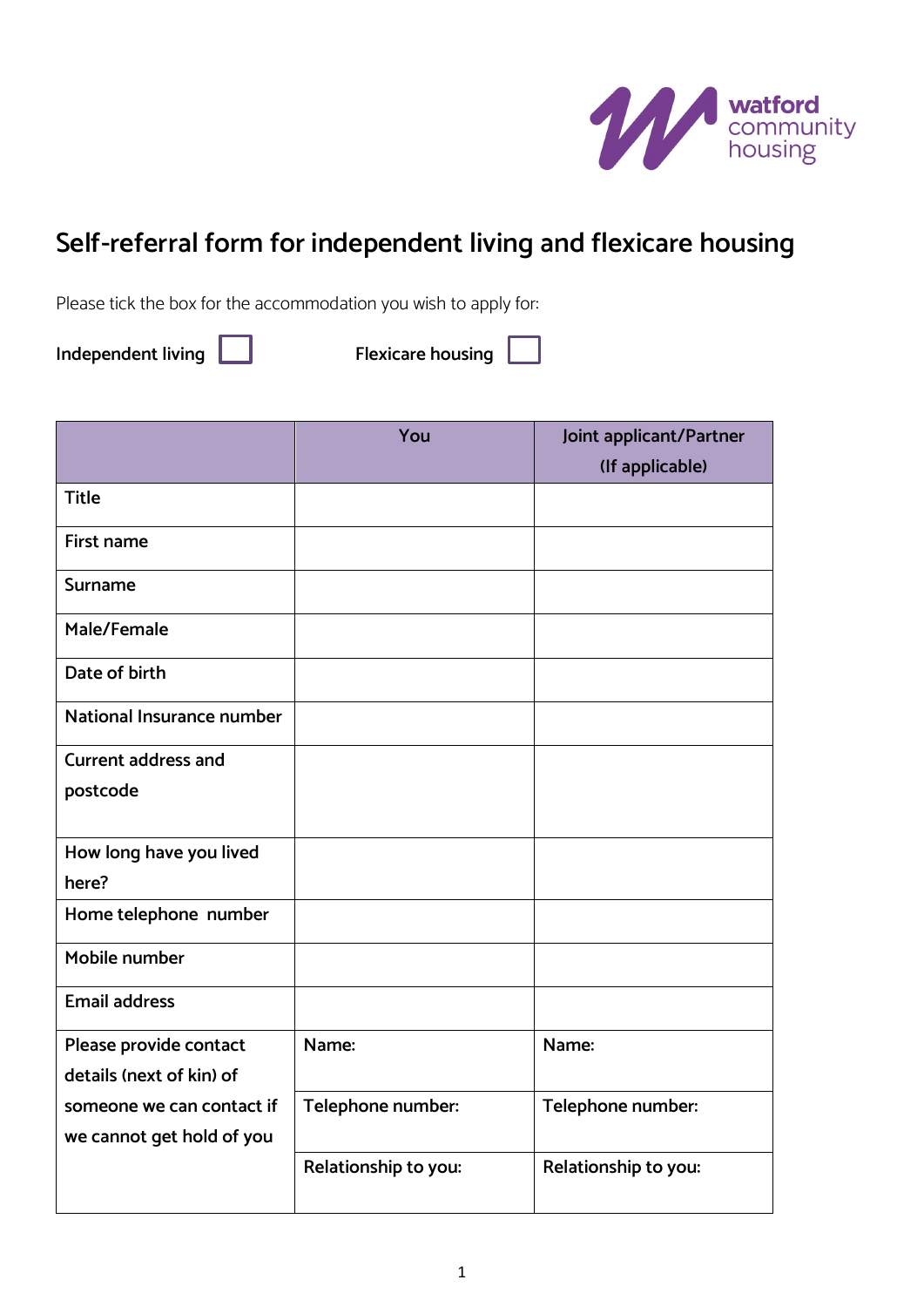watford community housing

# Self-referral form for independent living and flexicare housing

Please tick the box for the accommodation you wish to apply for:

**Independent living** ☐ **Flexicare housing** ☐

| | You | Joint applicant/Partner (If applicable) |
|---|---|---|
| Title | | |
| First name | | |
| Surname | | |
| Male/Female | | |
| Date of birth | | |
| National Insurance number | | |
| Current address and postcode | | |
| How long have you lived here? | | |
| Home telephone number | | |
| Mobile number | | |
| Email address | | |
| Please provide contact details (next of kin) of someone we can contact if we cannot get hold of you | Name: | Name: |
| | Telephone number: | Telephone number: |
| | Relationship to you: | Relationship to you: |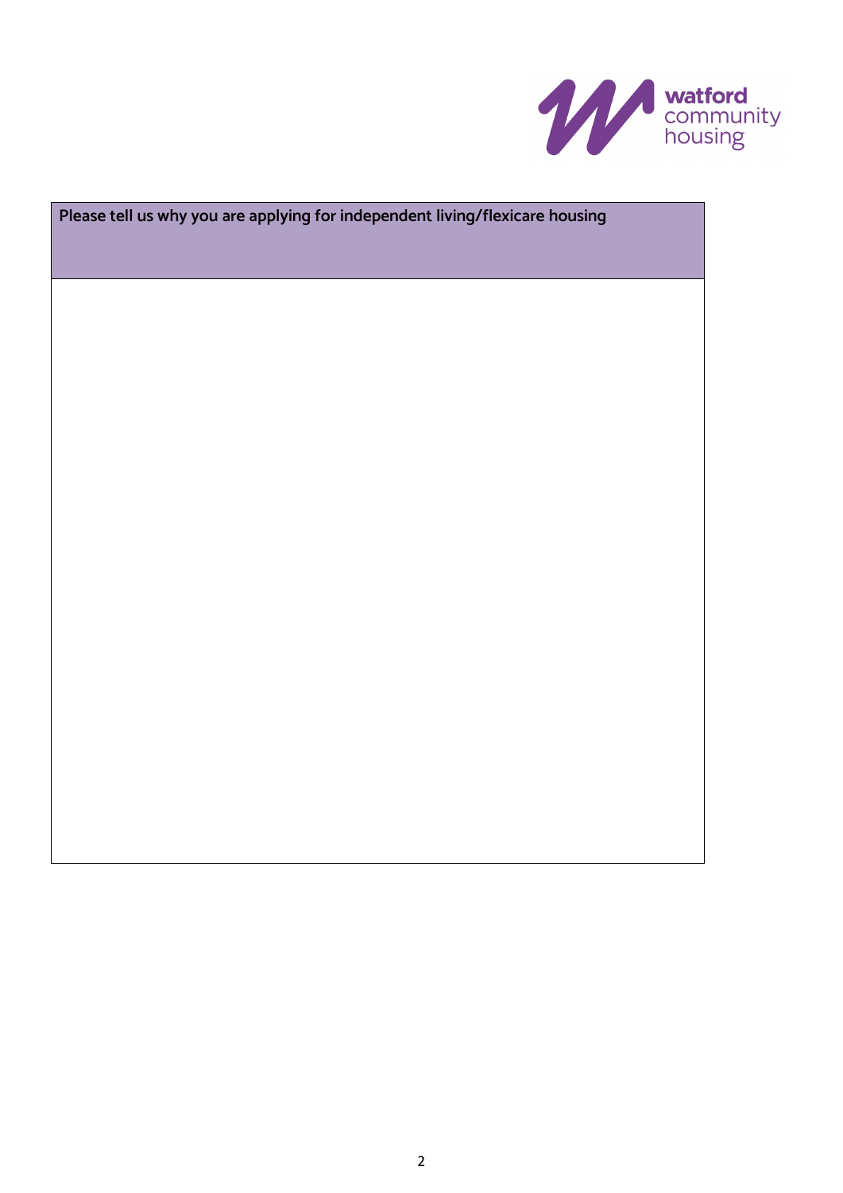| Please tell us why you are applying for independent living/flexicare housing |
| --- |
| |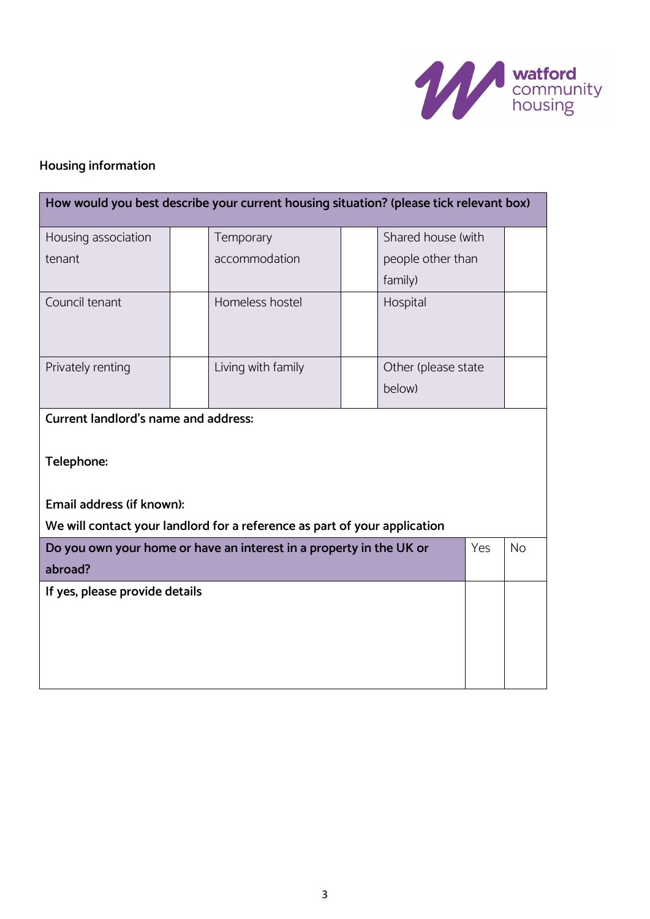**Housing information**

| How would you best describe your current housing situation? (please tick relevant box) | | | | | |
|---|---|---|---|---|---|
| Housing association tenant | | Temporary accommodation | | Shared house (with people other than family) | |
| Council tenant | | Homeless hostel | | Hospital | |
| Privately renting | | Living with family | | Other (please state below) | |

**Current landlord's name and address:**

**Telephone:**

**Email address (if known):**

**We will contact your landlord for a reference as part of your application**

| Do you own your home or have an interest in a property in the UK or abroad? | Yes | No |
|---|---|---|
| **If yes, please provide details** | | |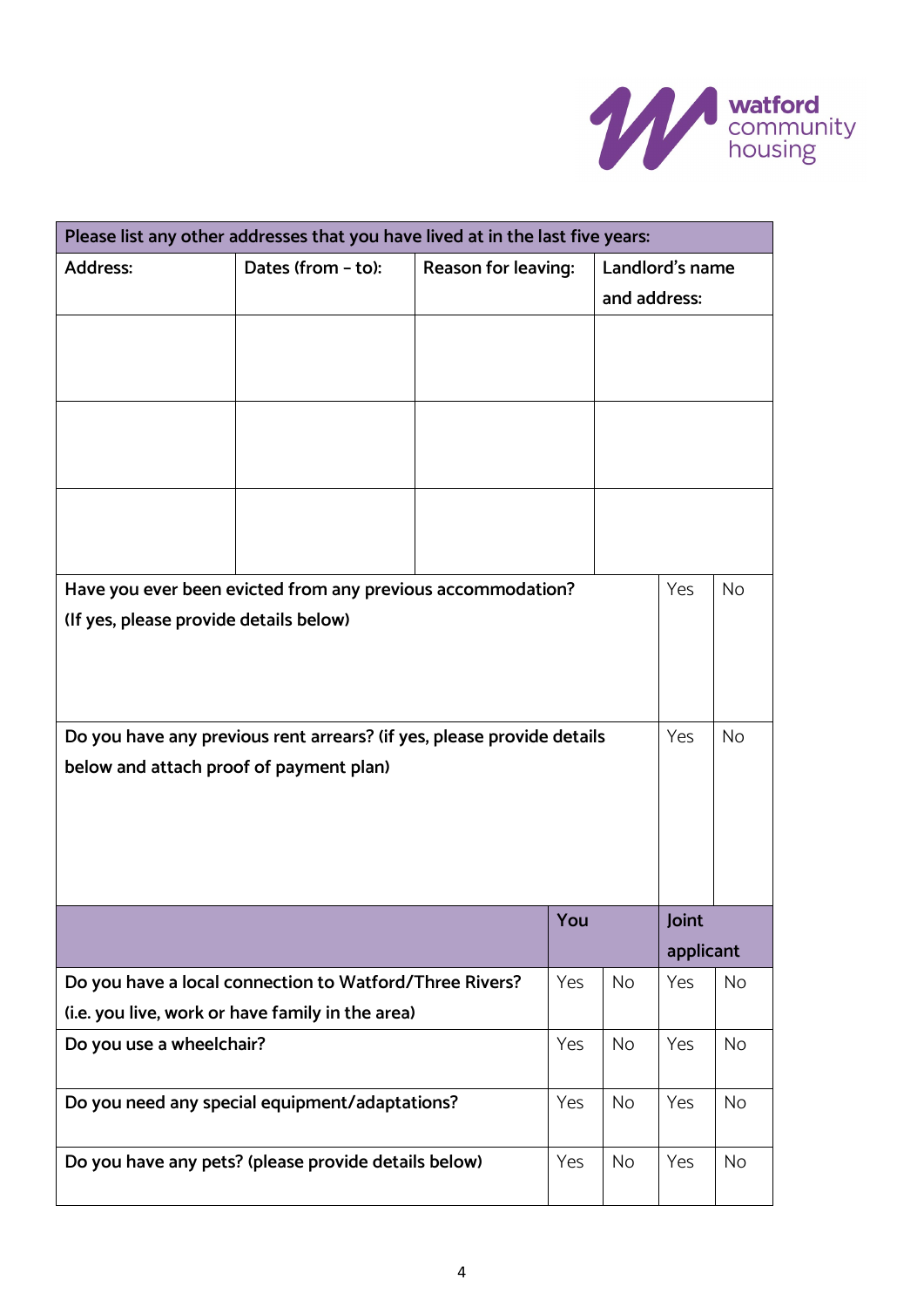| Please list any other addresses that you have lived at in the last five years: | | | |
|---|---|---|---|
| Address: | Dates (from – to): | Reason for leaving: | Landlord's name and address: |
| | | | |
| | | | |
| | | | |

| Have you ever been evicted from any previous accommodation? (If yes, please provide details below) | Yes | No |
|---|---|---|
| Do you have any previous rent arrears? (if yes, please provide details below and attach proof of payment plan) | Yes | No |

| | You | | Joint applicant | |
|---|---|---|---|---|
| Do you have a local connection to Watford/Three Rivers? (i.e. you live, work or have family in the area) | Yes | No | Yes | No |
| Do you use a wheelchair? | Yes | No | Yes | No |
| Do you need any special equipment/adaptations? | Yes | No | Yes | No |
| Do you have any pets? (please provide details below) | Yes | No | Yes | No |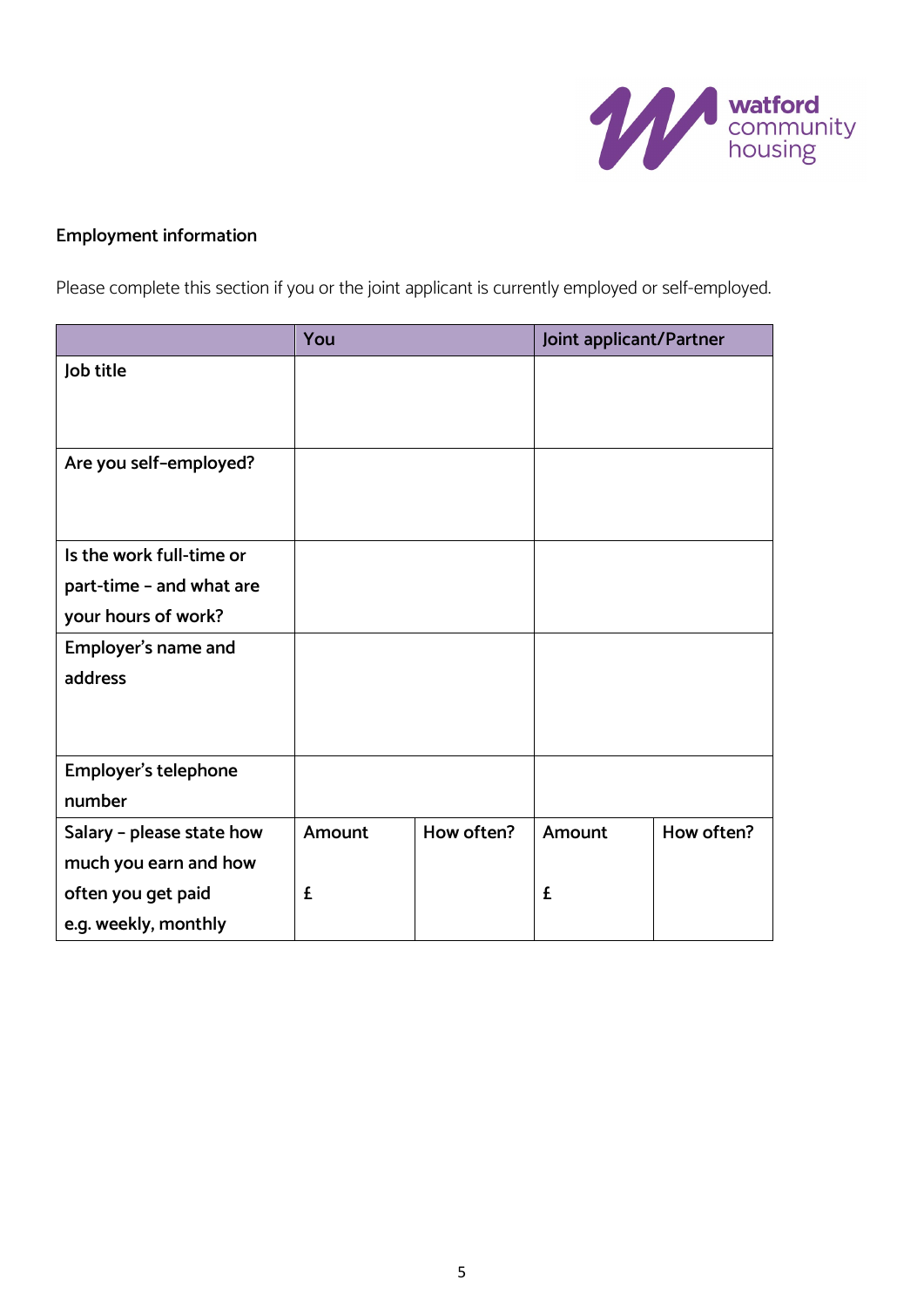## Employment information

Please complete this section if you or the joint applicant is currently employed or self-employed.

| | You | | Joint applicant/Partner | |
|---|---|---|---|---|
| Job title | | | | |
| Are you self-employed? | | | | |
| Is the work full-time or part-time – and what are your hours of work? | | | | |
| Employer's name and address | | | | |
| Employer's telephone number | | | | |
| Salary – please state how much you earn and how often you get paid e.g. weekly, monthly | Amount<br><br>£ | How often? | Amount<br><br>£ | How often? |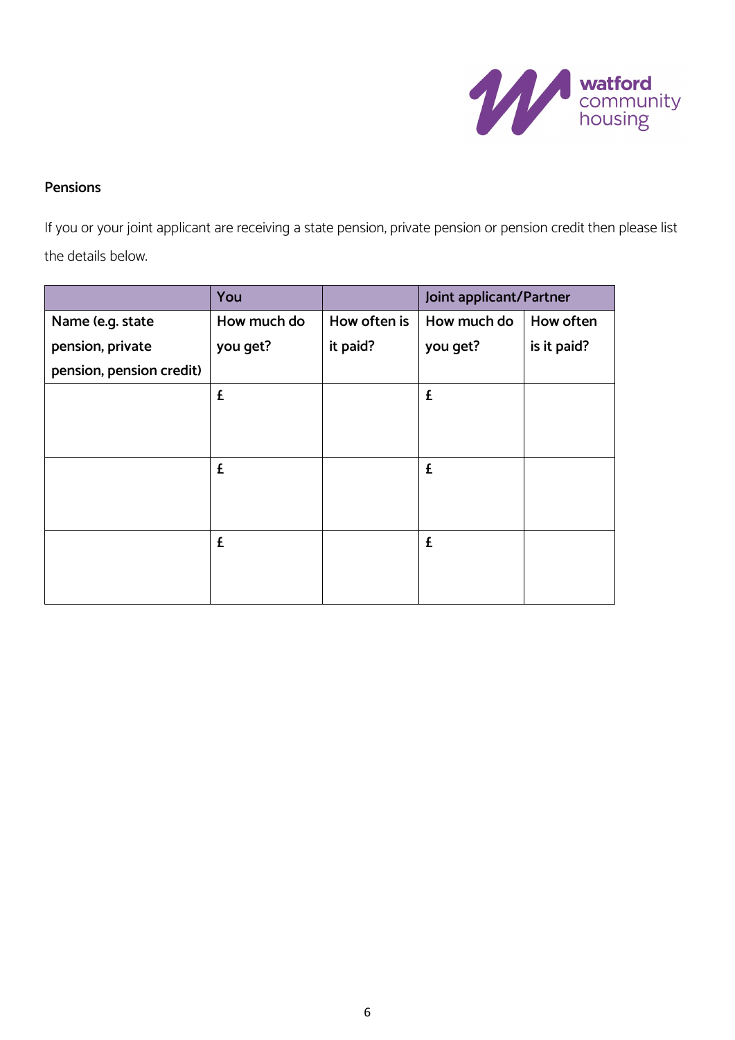### Pensions

If you or your joint applicant are receiving a state pension, private pension or pension credit then please list the details below.

| | You | | Joint applicant/Partner | |
|---|---|---|---|---|
| Name (e.g. state pension, private pension, pension credit) | How much do you get? | How often is it paid? | How much do you get? | How often is it paid? |
| | £ | | £ | |
| | £ | | £ | |
| | £ | | £ | |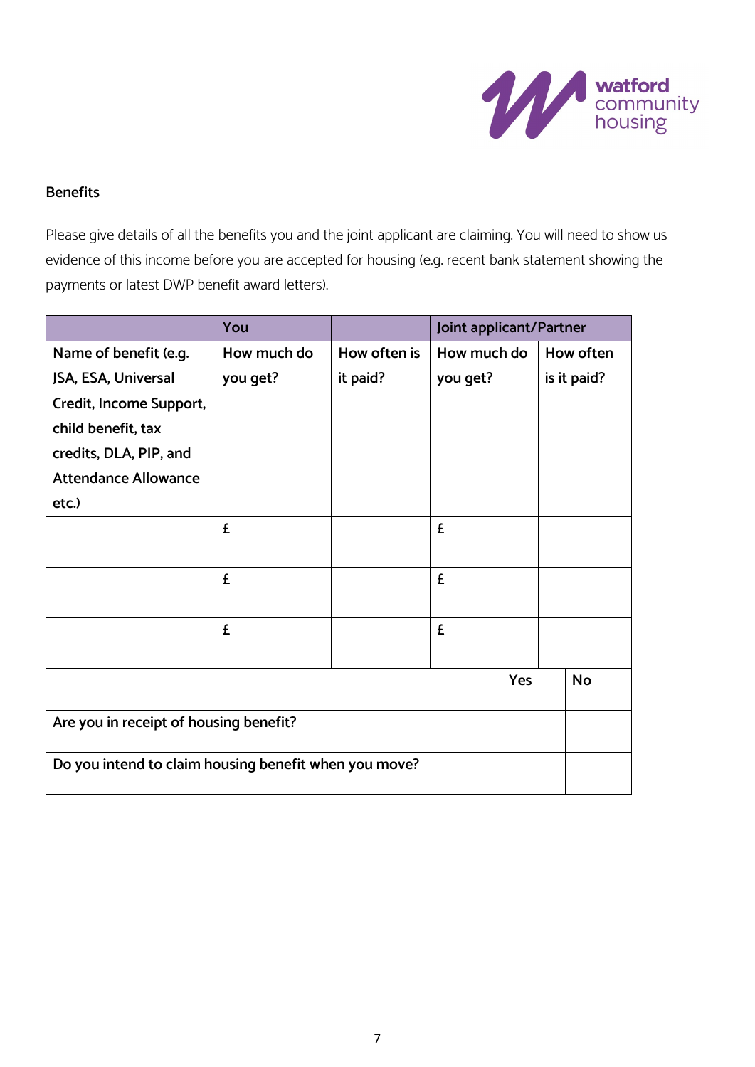**Benefits**

Please give details of all the benefits you and the joint applicant are claiming. You will need to show us evidence of this income before you are accepted for housing (e.g. recent bank statement showing the payments or latest DWP benefit award letters).

| | You | | Joint applicant/Partner | |
|---|---|---|---|---|
| Name of benefit (e.g. JSA, ESA, Universal Credit, Income Support, child benefit, tax credits, DLA, PIP, and Attendance Allowance etc.) | How much do you get? | How often is it paid? | How much do you get? | How often is it paid? |
| | £ | | £ | |
| | £ | | £ | |
| | £ | | £ | |

| | Yes | No |
|---|---|---|
| Are you in receipt of housing benefit? | | |
| Do you intend to claim housing benefit when you move? | | |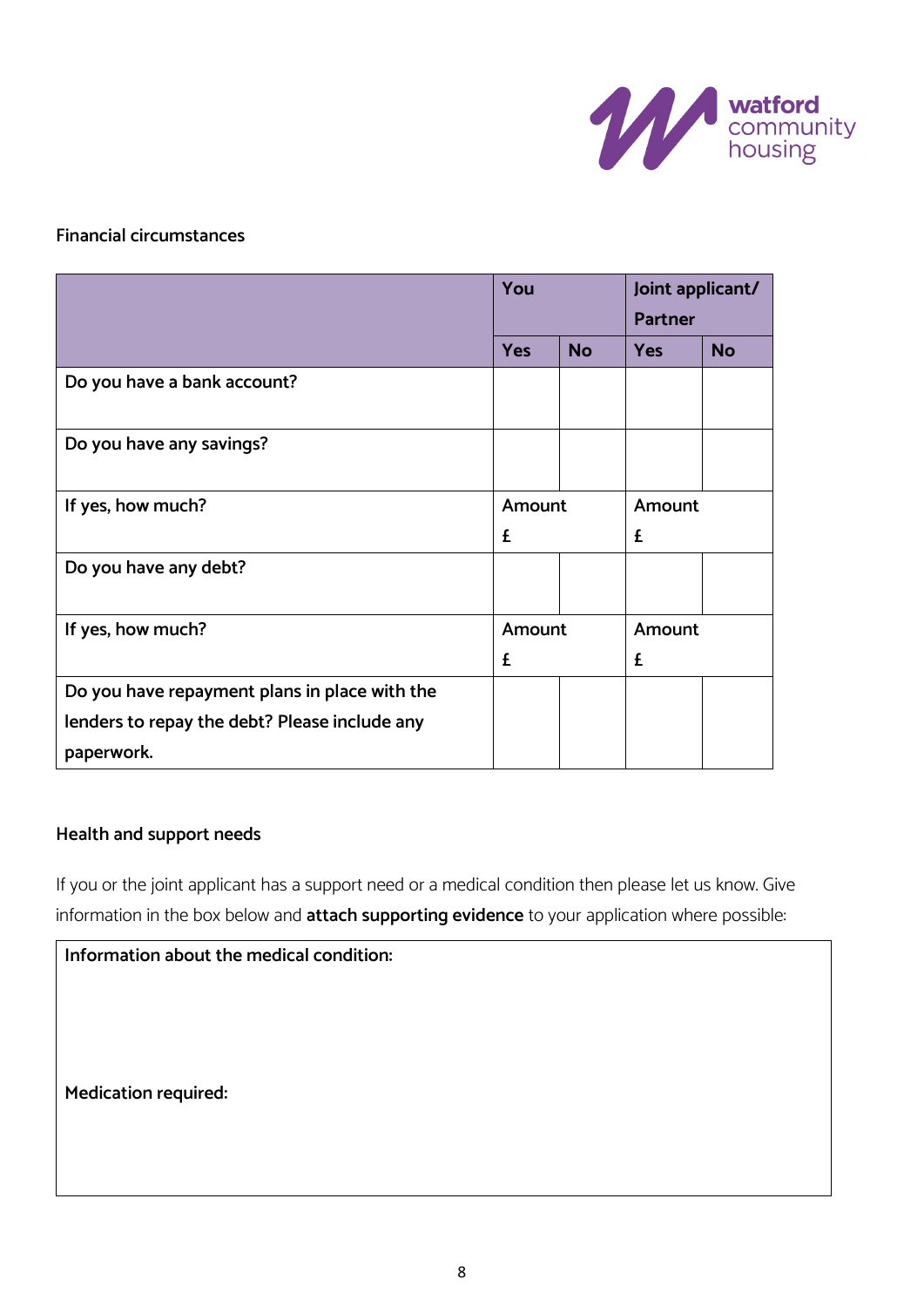### Financial circumstances

| | You | | Joint applicant/ Partner | |
|---|---|---|---|---|
| | Yes | No | Yes | No |
| Do you have a bank account? | | | | |
| Do you have any savings? | | | | |
| If yes, how much? | Amount £ | | Amount £ | |
| Do you have any debt? | | | | |
| If yes, how much? | Amount £ | | Amount £ | |
| Do you have repayment plans in place with the lenders to repay the debt? Please include any paperwork. | | | | |

### Health and support needs

If you or the joint applicant has a support need or a medical condition then please let us know. Give information in the box below and **attach supporting evidence** to your application where possible:

| **Information about the medical condition:**<br><br><br><br>**Medication required:**<br><br><br> |
|---|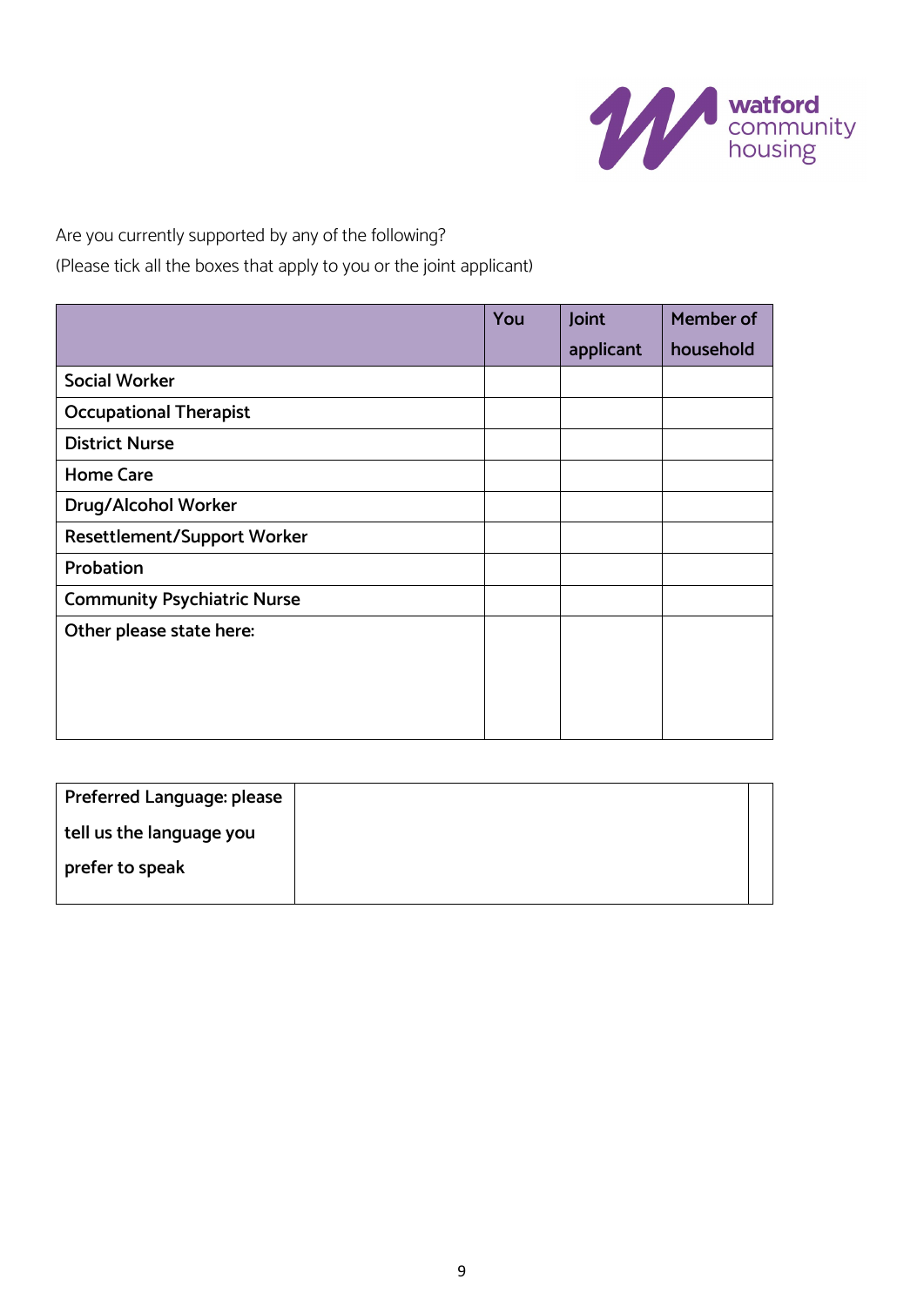Are you currently supported by any of the following?

(Please tick all the boxes that apply to you or the joint applicant)

| | You | Joint applicant | Member of household |
|---|---|---|---|
| Social Worker | | | |
| Occupational Therapist | | | |
| District Nurse | | | |
| Home Care | | | |
| Drug/Alcohol Worker | | | |
| Resettlement/Support Worker | | | |
| Probation | | | |
| Community Psychiatric Nurse | | | |
| Other please state here: | | | |

| Preferred Language: please tell us the language you prefer to speak | |
|---|---|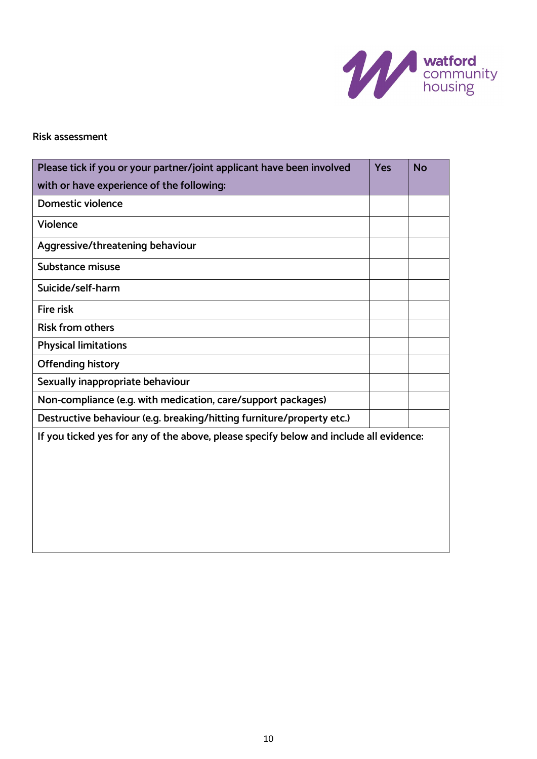Risk assessment

| Please tick if you or your partner/joint applicant have been involved with or have experience of the following: | Yes | No |
|---|---|---|
| Domestic violence | | |
| Violence | | |
| Aggressive/threatening behaviour | | |
| Substance misuse | | |
| Suicide/self-harm | | |
| Fire risk | | |
| Risk from others | | |
| Physical limitations | | |
| Offending history | | |
| Sexually inappropriate behaviour | | |
| Non-compliance (e.g. with medication, care/support packages) | | |
| Destructive behaviour (e.g. breaking/hitting furniture/property etc.) | | |
| If you ticked yes for any of the above, please specify below and include all evidence: | | |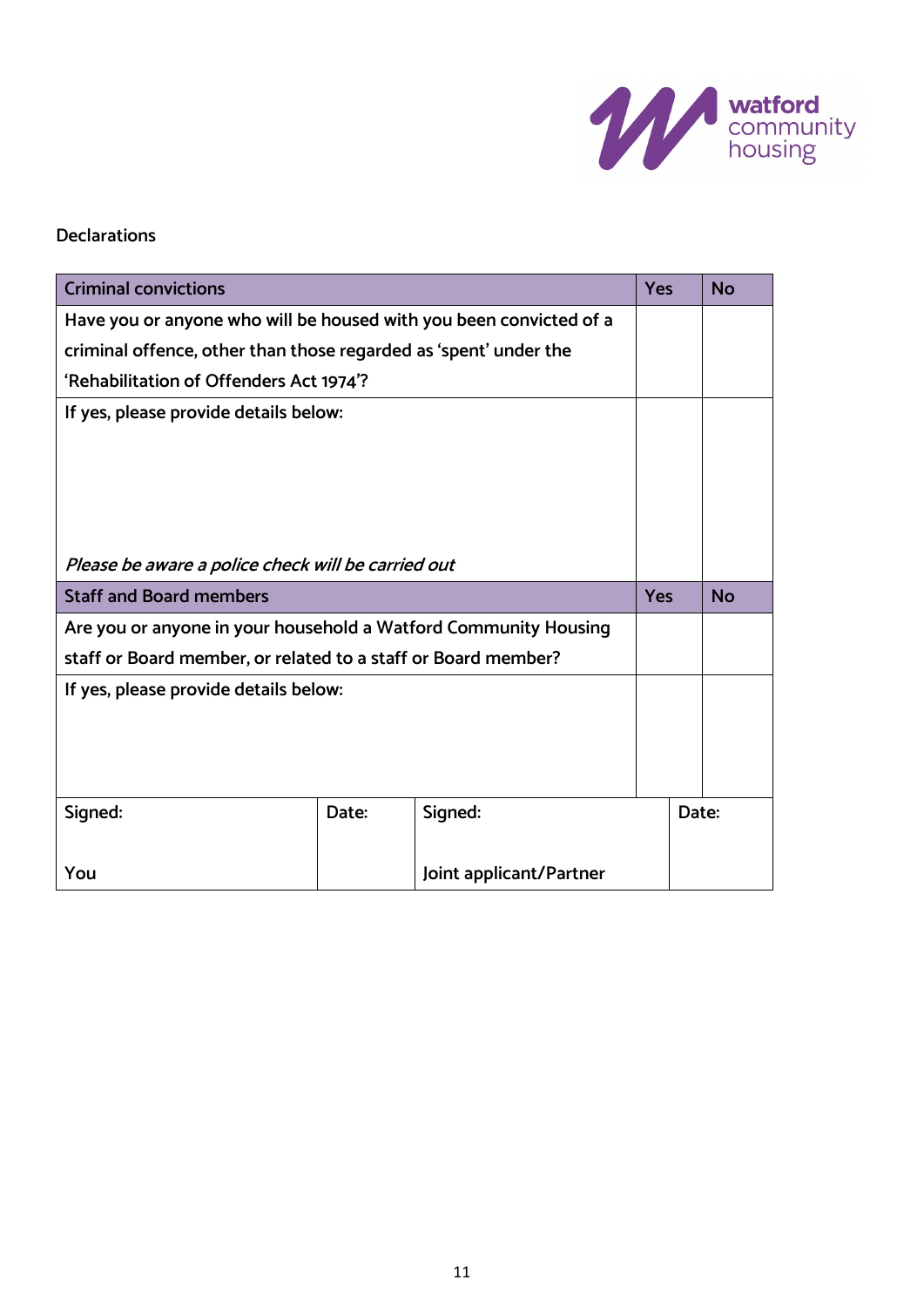Declarations

| Criminal convictions | Yes | No |
|---|---|---|
| Have you or anyone who will be housed with you been convicted of a criminal offence, other than those regarded as 'spent' under the 'Rehabilitation of Offenders Act 1974'? | | |
| If yes, please provide details below:<br><br>*Please be aware a police check will be carried out* | | |

| Staff and Board members | Yes | No |
|---|---|---|
| Are you or anyone in your household a Watford Community Housing staff or Board member, or related to a staff or Board member? | | |
| If yes, please provide details below: | | |

| Signed:<br><br>You | Date: | Signed:<br><br>Joint applicant/Partner | Date: |
|---|---|---|---|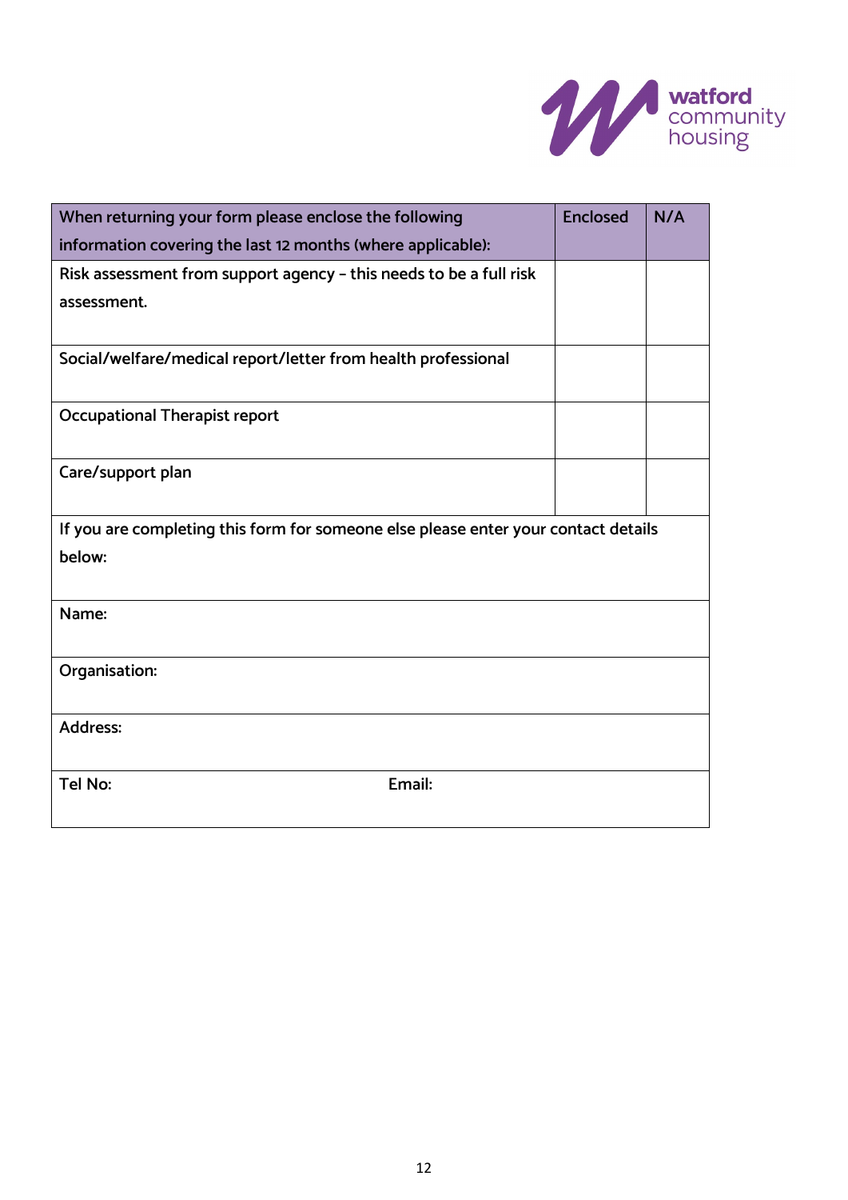| When returning your form please enclose the following information covering the last 12 months (where applicable): | Enclosed | N/A |
|---|---|---|
| Risk assessment from support agency – this needs to be a full risk assessment. | | |
| Social/welfare/medical report/letter from health professional | | |
| Occupational Therapist report | | |
| Care/support plan | | |

| If you are completing this form for someone else please enter your contact details below: | |
|---|---|
| Name: | |
| Organisation: | |
| Address: | |
| Tel No: | Email: |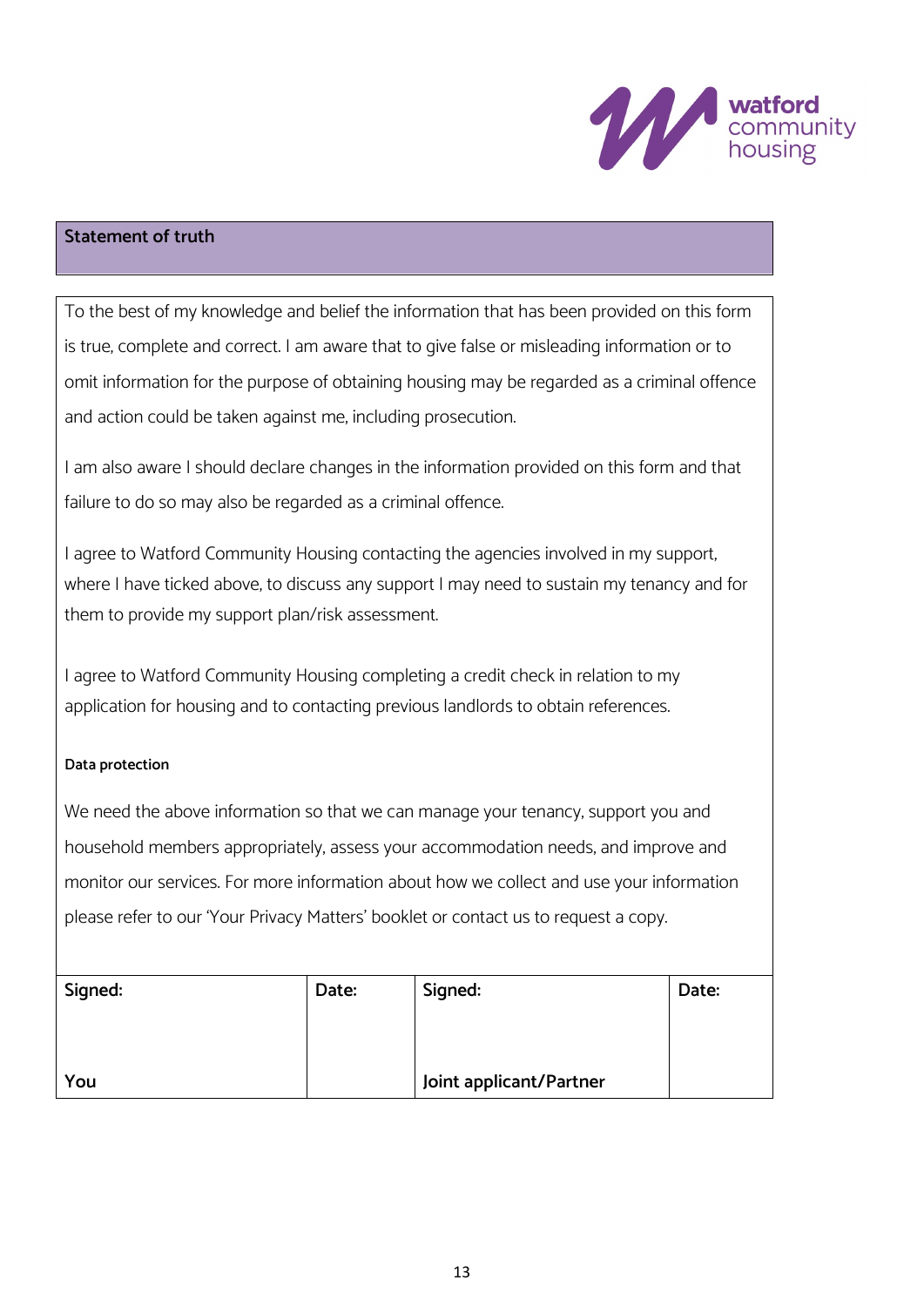## Statement of truth

To the best of my knowledge and belief the information that has been provided on this form is true, complete and correct. I am aware that to give false or misleading information or to omit information for the purpose of obtaining housing may be regarded as a criminal offence and action could be taken against me, including prosecution.

I am also aware I should declare changes in the information provided on this form and that failure to do so may also be regarded as a criminal offence.

I agree to Watford Community Housing contacting the agencies involved in my support, where I have ticked above, to discuss any support I may need to sustain my tenancy and for them to provide my support plan/risk assessment.

I agree to Watford Community Housing completing a credit check in relation to my application for housing and to contacting previous landlords to obtain references.

**Data protection**

We need the above information so that we can manage your tenancy, support you and household members appropriately, assess your accommodation needs, and improve and monitor our services. For more information about how we collect and use your information please refer to our 'Your Privacy Matters' booklet or contact us to request a copy.

| Signed: | Date: | Signed: | Date: |
|---|---|---|---|
| You | | Joint applicant/Partner | |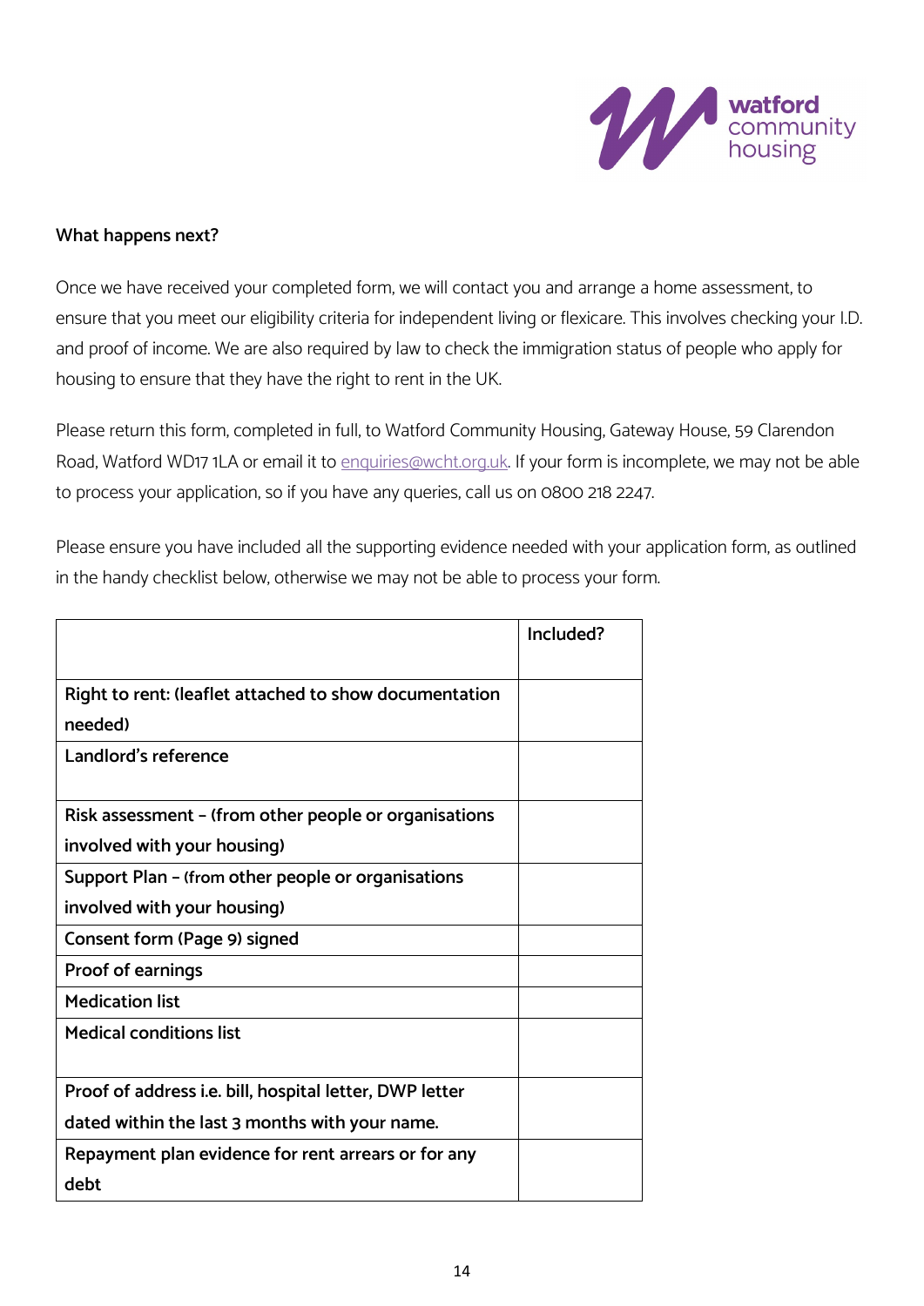**What happens next?**

Once we have received your completed form, we will contact you and arrange a home assessment, to ensure that you meet our eligibility criteria for independent living or flexicare. This involves checking your I.D. and proof of income. We are also required by law to check the immigration status of people who apply for housing to ensure that they have the right to rent in the UK.

Please return this form, completed in full, to Watford Community Housing, Gateway House, 59 Clarendon Road, Watford WD17 1LA or email it to enquiries@wcht.org.uk. If your form is incomplete, we may not be able to process your application, so if you have any queries, call us on 0800 218 2247.

Please ensure you have included all the supporting evidence needed with your application form, as outlined in the handy checklist below, otherwise we may not be able to process your form.

| | **Included?** |
|---|---|
| **Right to rent: (leaflet attached to show documentation needed)** | |
| **Landlord's reference** | |
| **Risk assessment – (from other people or organisations involved with your housing)** | |
| **Support Plan – (from other people or organisations involved with your housing)** | |
| **Consent form (Page 9) signed** | |
| **Proof of earnings** | |
| **Medication list** | |
| **Medical conditions list** | |
| **Proof of address i.e. bill, hospital letter, DWP letter dated within the last 3 months with your name.** | |
| **Repayment plan evidence for rent arrears or for any debt** | |